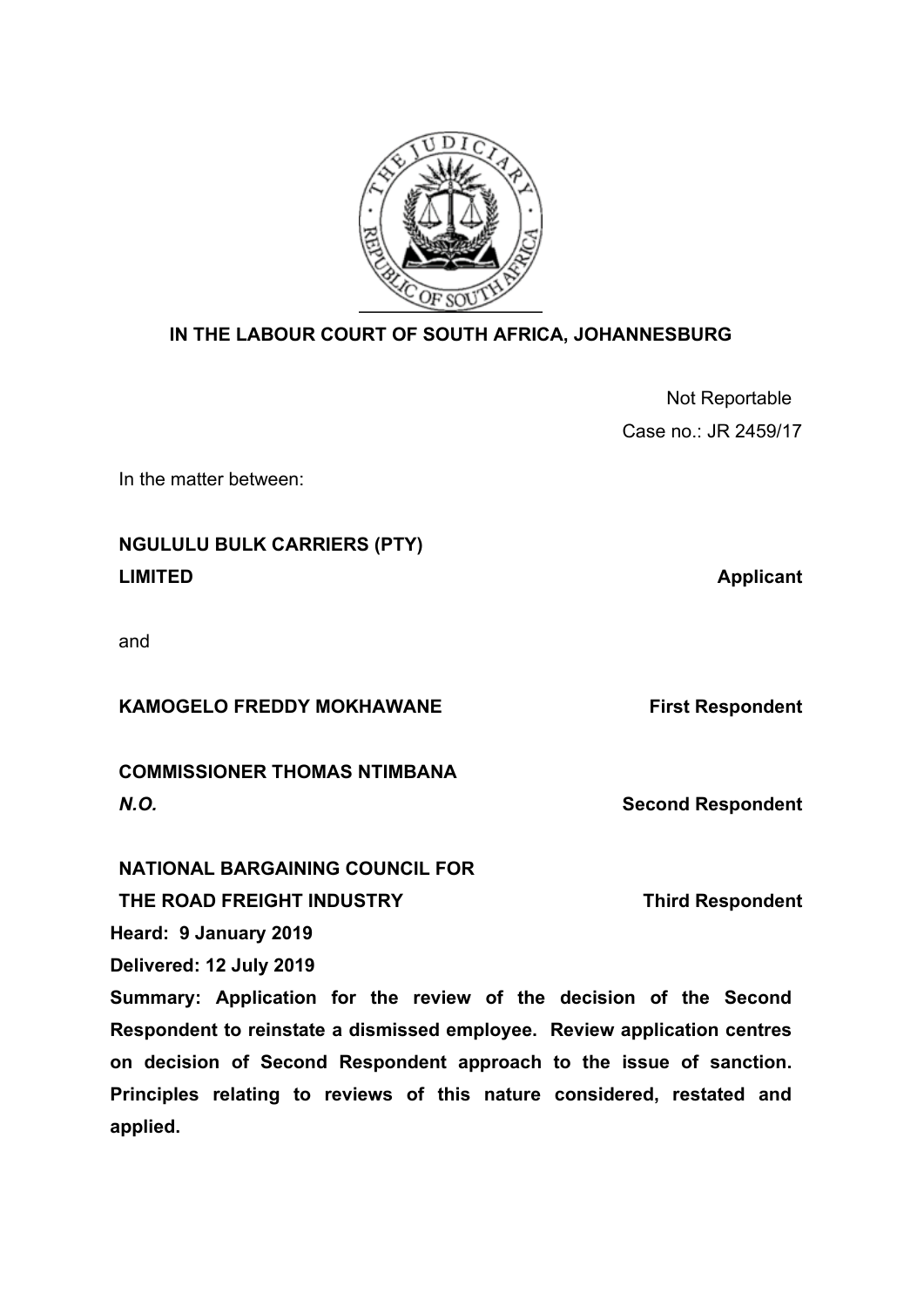**IN THE LABOUR COURT OF SOUTH AFRICA, JOHANNESBURG**

Not Reportable

Case no.: JR 2459/17

In the matter between:

**NGULULU BULK CARRIERS (PTY) LIMITED** **Applicant**

and

**KAMOGELO FREDDY MOKHAWANE** **First Respondent**

**COMMISSIONER THOMAS NTIMBANA *N.O.*** **Second Respondent**

**NATIONAL BARGAINING COUNCIL FOR THE ROAD FREIGHT INDUSTRY** **Third Respondent**

**Heard: 9 January 2019**

**Delivered: 12 July 2019**

**Summary: Application for the review of the decision of the Second Respondent to reinstate a dismissed employee. Review application centres on decision of Second Respondent approach to the issue of sanction. Principles relating to reviews of this nature considered, restated and applied.**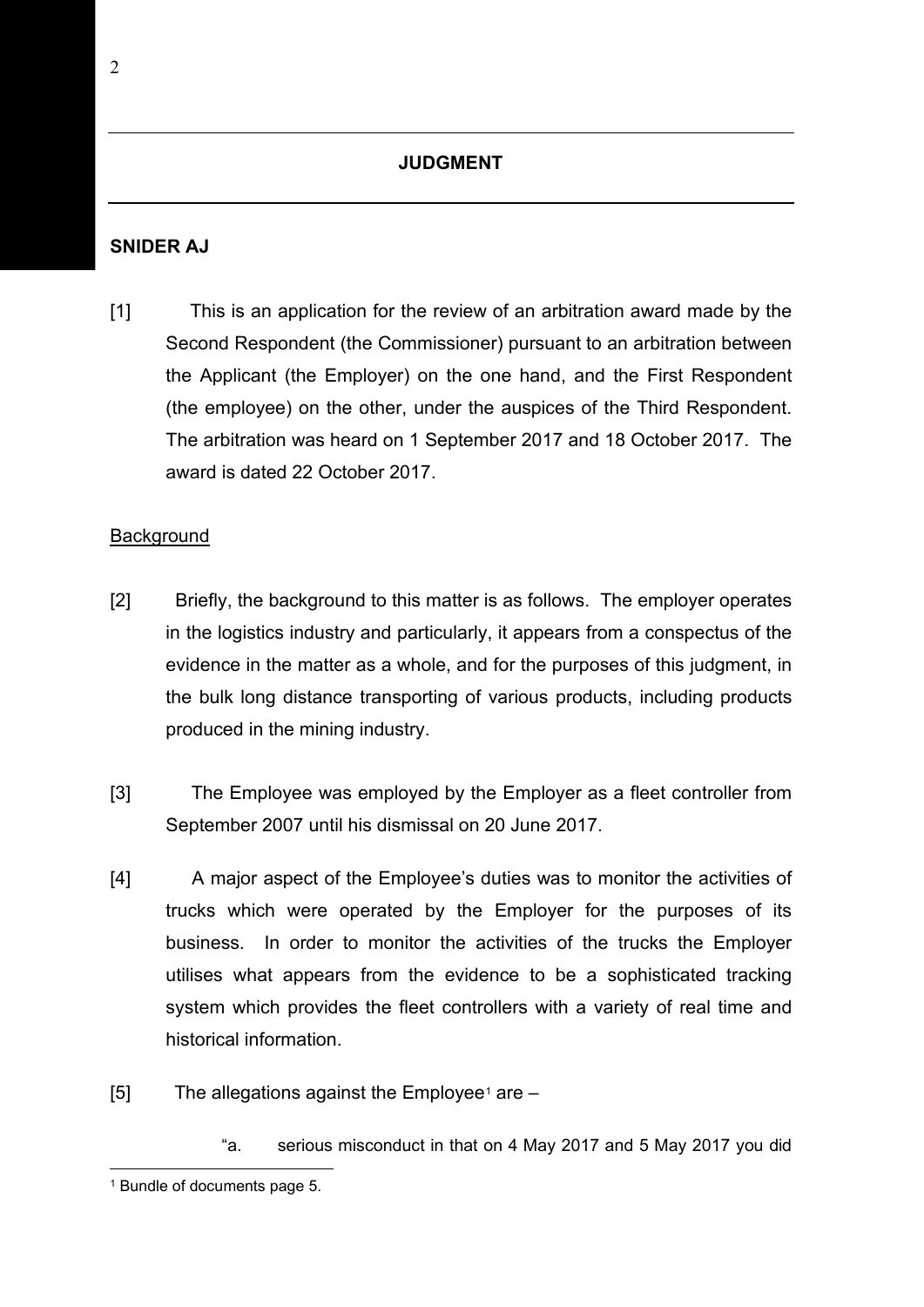## JUDGMENT

**SNIDER AJ**

[1] This is an application for the review of an arbitration award made by the Second Respondent (the Commissioner) pursuant to an arbitration between the Applicant (the Employer) on the one hand, and the First Respondent (the employee) on the other, under the auspices of the Third Respondent. The arbitration was heard on 1 September 2017 and 18 October 2017. The award is dated 22 October 2017.

Background

[2] Briefly, the background to this matter is as follows. The employer operates in the logistics industry and particularly, it appears from a conspectus of the evidence in the matter as a whole, and for the purposes of this judgment, in the bulk long distance transporting of various products, including products produced in the mining industry.

[3] The Employee was employed by the Employer as a fleet controller from September 2007 until his dismissal on 20 June 2017.

[4] A major aspect of the Employee's duties was to monitor the activities of trucks which were operated by the Employer for the purposes of its business. In order to monitor the activities of the trucks the Employer utilises what appears from the evidence to be a sophisticated tracking system which provides the fleet controllers with a variety of real time and historical information.

[5] The allegations against the Employee[1] are –

> "a. serious misconduct in that on 4 May 2017 and 5 May 2017 you did

[1] Bundle of documents page 5.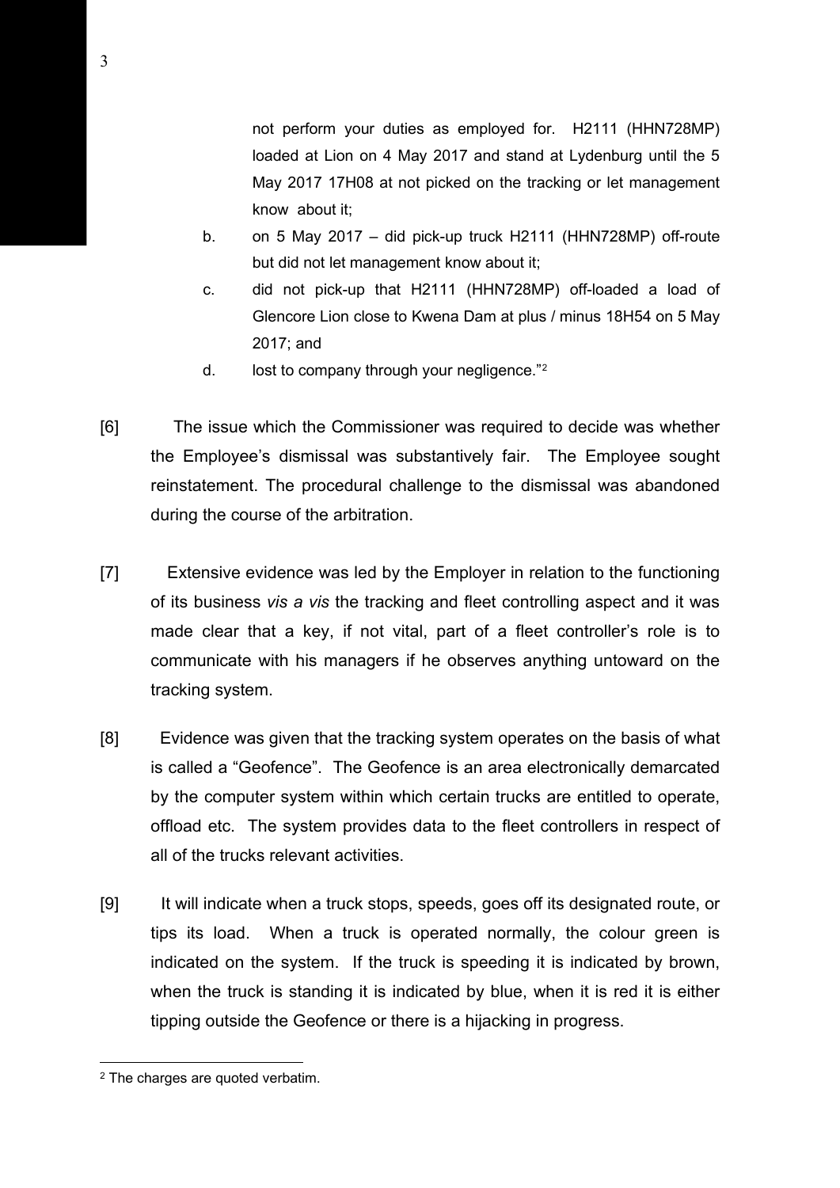not perform your duties as employed for. H2111 (HHN728MP) loaded at Lion on 4 May 2017 and stand at Lydenburg until the 5 May 2017 17H08 at not picked on the tracking or let management know about it;

b. on 5 May 2017 – did pick-up truck H2111 (HHN728MP) off-route but did not let management know about it;

c. did not pick-up that H2111 (HHN728MP) off-loaded a load of Glencore Lion close to Kwena Dam at plus / minus 18H54 on 5 May 2017; and

d. lost to company through your negligence."[2]

[6] The issue which the Commissioner was required to decide was whether the Employee's dismissal was substantively fair. The Employee sought reinstatement. The procedural challenge to the dismissal was abandoned during the course of the arbitration.

[7] Extensive evidence was led by the Employer in relation to the functioning of its business *vis a vis* the tracking and fleet controlling aspect and it was made clear that a key, if not vital, part of a fleet controller's role is to communicate with his managers if he observes anything untoward on the tracking system.

[8] Evidence was given that the tracking system operates on the basis of what is called a "Geofence". The Geofence is an area electronically demarcated by the computer system within which certain trucks are entitled to operate, offload etc. The system provides data to the fleet controllers in respect of all of the trucks relevant activities.

[9] It will indicate when a truck stops, speeds, goes off its designated route, or tips its load. When a truck is operated normally, the colour green is indicated on the system. If the truck is speeding it is indicated by brown, when the truck is standing it is indicated by blue, when it is red it is either tipping outside the Geofence or there is a hijacking in progress.

---

[2] The charges are quoted verbatim.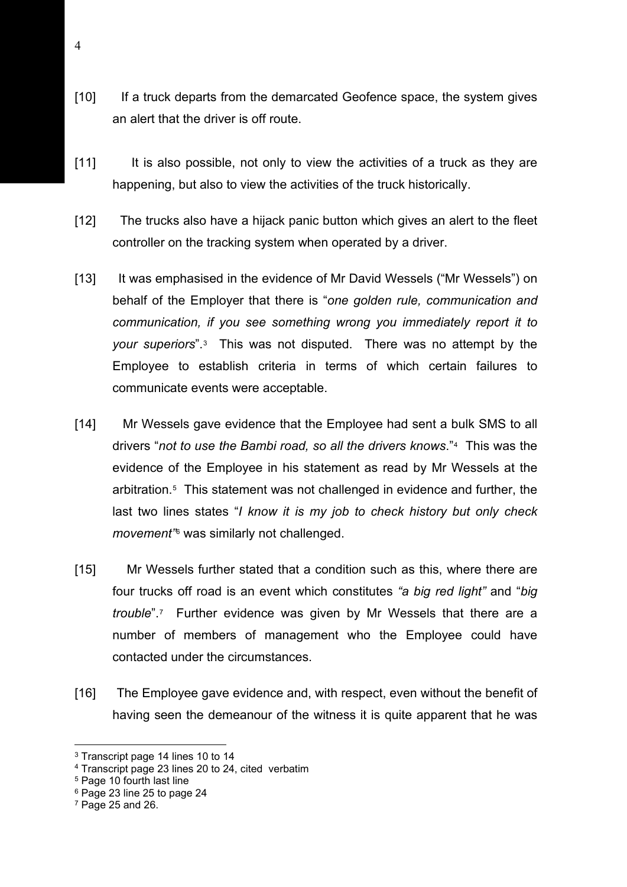[10] If a truck departs from the demarcated Geofence space, the system gives an alert that the driver is off route.

[11] It is also possible, not only to view the activities of a truck as they are happening, but also to view the activities of the truck historically.

[12] The trucks also have a hijack panic button which gives an alert to the fleet controller on the tracking system when operated by a driver.

[13] It was emphasised in the evidence of Mr David Wessels ("Mr Wessels") on behalf of the Employer that there is "*one golden rule, communication and communication, if you see something wrong you immediately report it to your superiors*".[3] This was not disputed. There was no attempt by the Employee to establish criteria in terms of which certain failures to communicate events were acceptable.

[14] Mr Wessels gave evidence that the Employee had sent a bulk SMS to all drivers "*not to use the Bambi road, so all the drivers knows*."[4] This was the evidence of the Employee in his statement as read by Mr Wessels at the arbitration.[5] This statement was not challenged in evidence and further, the last two lines states "*I know it is my job to check history but only check movement"*[6] was similarly not challenged.

[15] Mr Wessels further stated that a condition such as this, where there are four trucks off road is an event which constitutes *"a big red light"* and "*big trouble*".[7] Further evidence was given by Mr Wessels that there are a number of members of management who the Employee could have contacted under the circumstances.

[16] The Employee gave evidence and, with respect, even without the benefit of having seen the demeanour of the witness it is quite apparent that he was

---

[3] Transcript page 14 lines 10 to 14

[4] Transcript page 23 lines 20 to 24, cited verbatim

[5] Page 10 fourth last line

[6] Page 23 line 25 to page 24

[7] Page 25 and 26.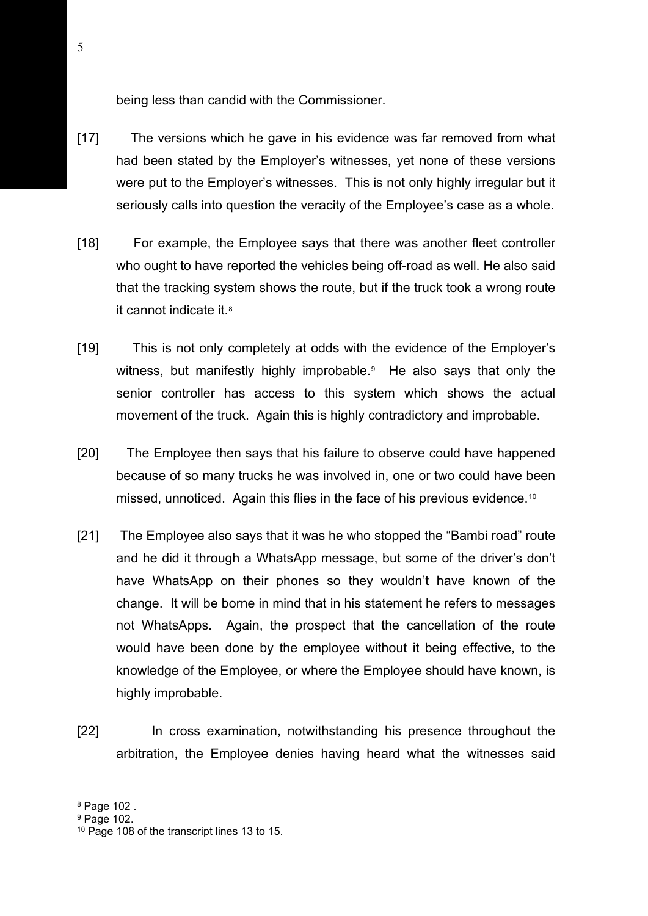being less than candid with the Commissioner.

[17] The versions which he gave in his evidence was far removed from what had been stated by the Employer's witnesses, yet none of these versions were put to the Employer's witnesses. This is not only highly irregular but it seriously calls into question the veracity of the Employee's case as a whole.

[18] For example, the Employee says that there was another fleet controller who ought to have reported the vehicles being off-road as well. He also said that the tracking system shows the route, but if the truck took a wrong route it cannot indicate it.[8]

[19] This is not only completely at odds with the evidence of the Employer's witness, but manifestly highly improbable.[9] He also says that only the senior controller has access to this system which shows the actual movement of the truck. Again this is highly contradictory and improbable.

[20] The Employee then says that his failure to observe could have happened because of so many trucks he was involved in, one or two could have been missed, unnoticed. Again this flies in the face of his previous evidence.[10]

[21] The Employee also says that it was he who stopped the "Bambi road" route and he did it through a WhatsApp message, but some of the driver's don't have WhatsApp on their phones so they wouldn't have known of the change. It will be borne in mind that in his statement he refers to messages not WhatsApps. Again, the prospect that the cancellation of the route would have been done by the employee without it being effective, to the knowledge of the Employee, or where the Employee should have known, is highly improbable.

[22] In cross examination, notwithstanding his presence throughout the arbitration, the Employee denies having heard what the witnesses said

---

[8] Page 102 .

[9] Page 102.

[10] Page 108 of the transcript lines 13 to 15.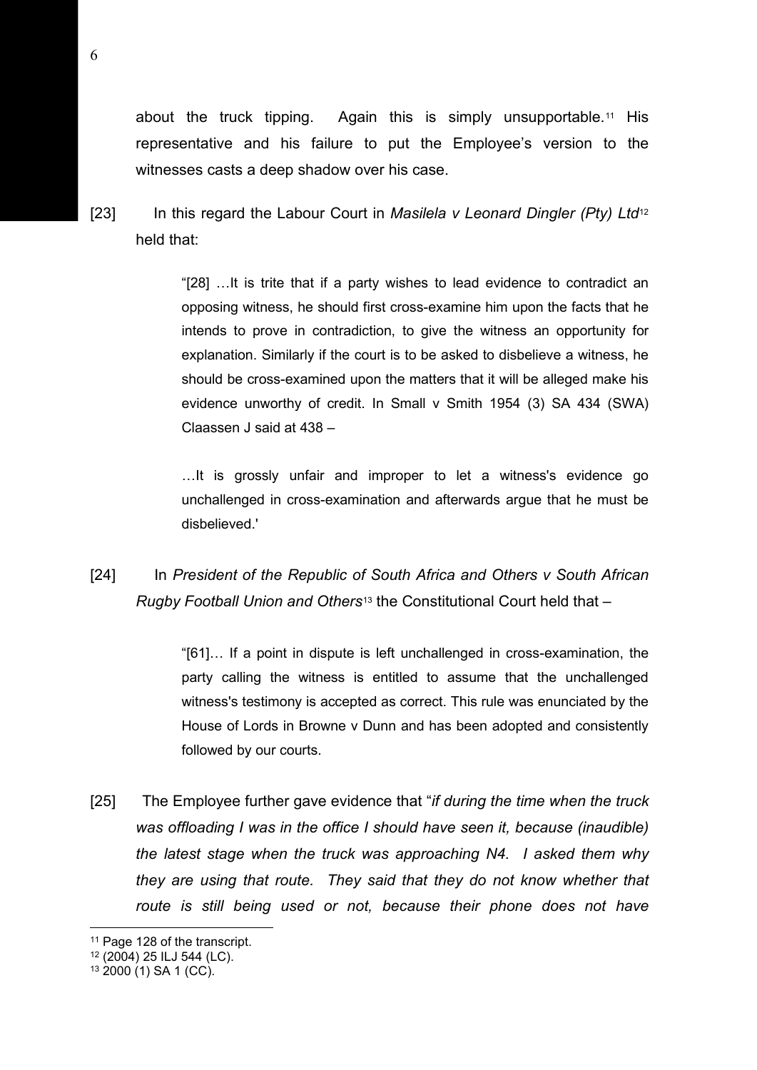about the truck tipping. Again this is simply unsupportable.[11] His representative and his failure to put the Employee's version to the witnesses casts a deep shadow over his case.

[23] In this regard the Labour Court in *Masilela v Leonard Dingler (Pty) Ltd*[12] held that:

> "[28] …It is trite that if a party wishes to lead evidence to contradict an opposing witness, he should first cross-examine him upon the facts that he intends to prove in contradiction, to give the witness an opportunity for explanation. Similarly if the court is to be asked to disbelieve a witness, he should be cross-examined upon the matters that it will be alleged make his evidence unworthy of credit. In Small v Smith 1954 (3) SA 434 (SWA) Claassen J said at 438 –
>
> …It is grossly unfair and improper to let a witness's evidence go unchallenged in cross-examination and afterwards argue that he must be disbelieved.'

[24] In *President of the Republic of South Africa and Others v South African Rugby Football Union and Others*[13] the Constitutional Court held that –

> "[61]… If a point in dispute is left unchallenged in cross-examination, the party calling the witness is entitled to assume that the unchallenged witness's testimony is accepted as correct. This rule was enunciated by the House of Lords in Browne v Dunn and has been adopted and consistently followed by our courts.

[25] The Employee further gave evidence that "*if during the time when the truck was offloading I was in the office I should have seen it, because (inaudible) the latest stage when the truck was approaching N4. I asked them why they are using that route. They said that they do not know whether that route is still being used or not, because their phone does not have*

---

[11] Page 128 of the transcript.

[12] (2004) 25 ILJ 544 (LC).

[13] 2000 (1) SA 1 (CC).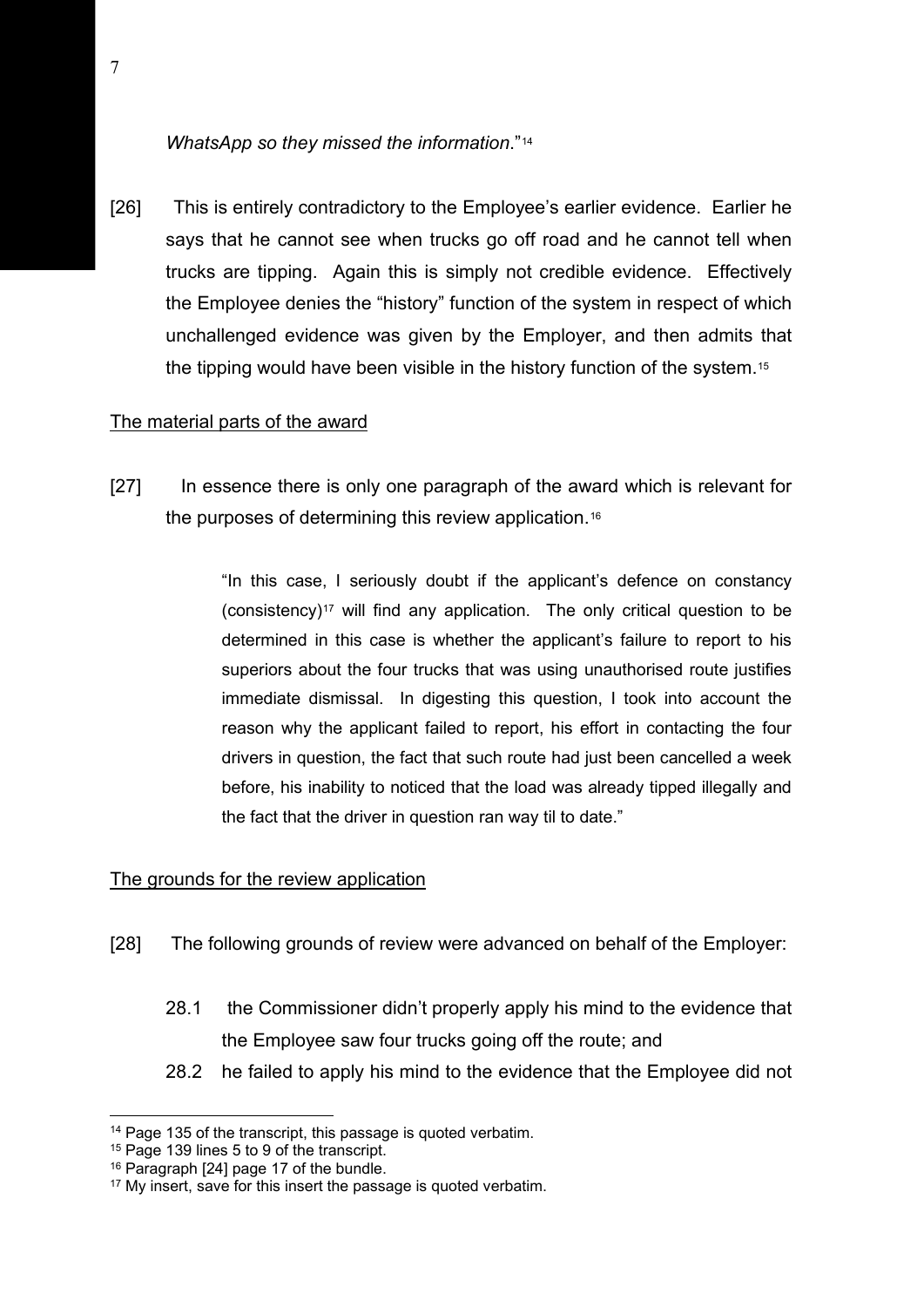*WhatsApp so they missed the information*."[14]

[26] This is entirely contradictory to the Employee's earlier evidence. Earlier he says that he cannot see when trucks go off road and he cannot tell when trucks are tipping. Again this is simply not credible evidence. Effectively the Employee denies the "history" function of the system in respect of which unchallenged evidence was given by the Employer, and then admits that the tipping would have been visible in the history function of the system.[15]

<u>The material parts of the award</u>

[27] In essence there is only one paragraph of the award which is relevant for the purposes of determining this review application.[16]

> "In this case, I seriously doubt if the applicant's defence on constancy (consistency)[17] will find any application. The only critical question to be determined in this case is whether the applicant's failure to report to his superiors about the four trucks that was using unauthorised route justifies immediate dismissal. In digesting this question, I took into account the reason why the applicant failed to report, his effort in contacting the four drivers in question, the fact that such route had just been cancelled a week before, his inability to noticed that the load was already tipped illegally and the fact that the driver in question ran way til to date."

<u>The grounds for the review application</u>

[28] The following grounds of review were advanced on behalf of the Employer:

28.1 the Commissioner didn't properly apply his mind to the evidence that the Employee saw four trucks going off the route; and

28.2 he failed to apply his mind to the evidence that the Employee did not

---

[14] Page 135 of the transcript, this passage is quoted verbatim.

[15] Page 139 lines 5 to 9 of the transcript.

[16] Paragraph [24] page 17 of the bundle.

[17] My insert, save for this insert the passage is quoted verbatim.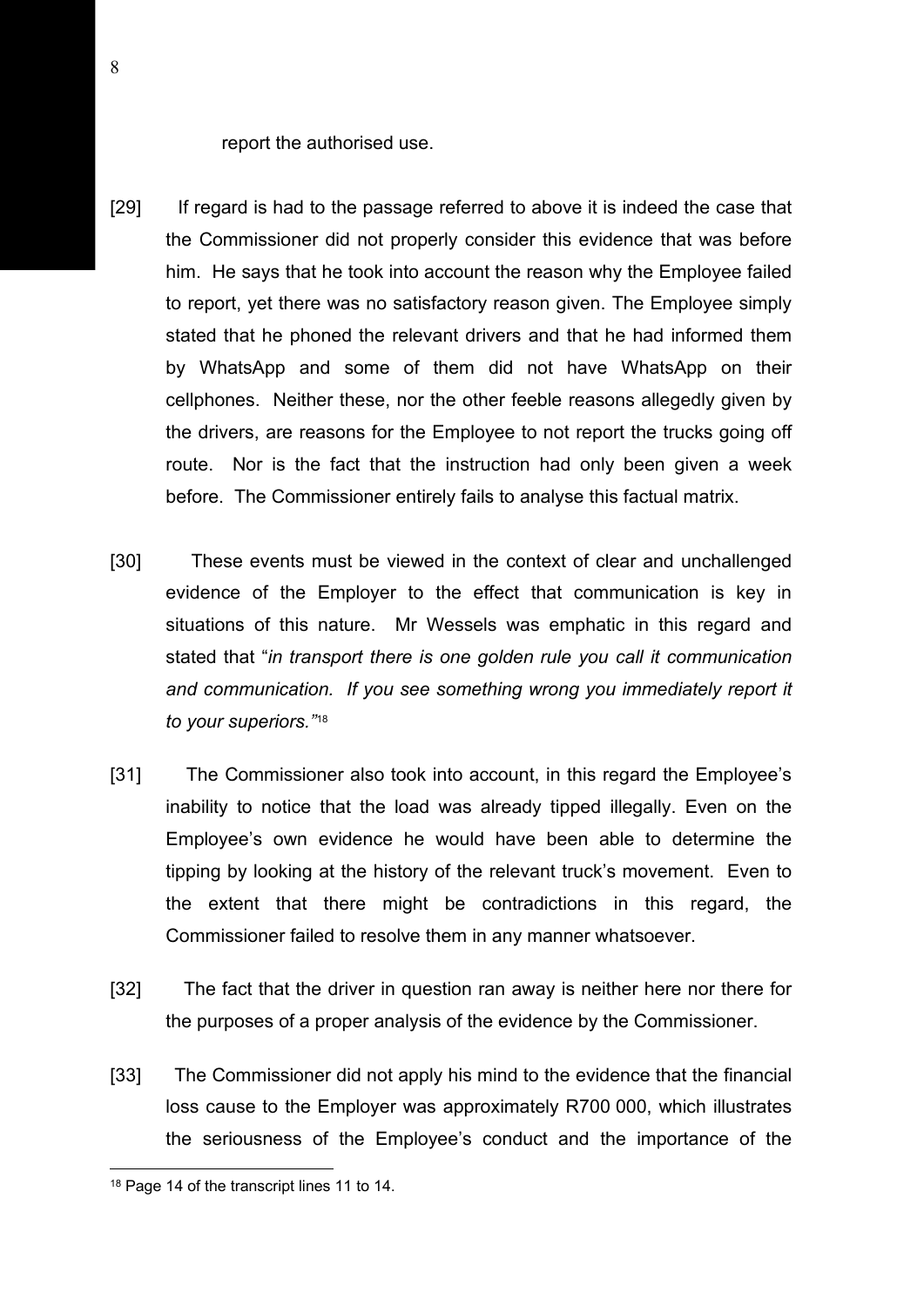report the authorised use.

[29] If regard is had to the passage referred to above it is indeed the case that the Commissioner did not properly consider this evidence that was before him. He says that he took into account the reason why the Employee failed to report, yet there was no satisfactory reason given. The Employee simply stated that he phoned the relevant drivers and that he had informed them by WhatsApp and some of them did not have WhatsApp on their cellphones. Neither these, nor the other feeble reasons allegedly given by the drivers, are reasons for the Employee to not report the trucks going off route. Nor is the fact that the instruction had only been given a week before. The Commissioner entirely fails to analyse this factual matrix.

[30] These events must be viewed in the context of clear and unchallenged evidence of the Employer to the effect that communication is key in situations of this nature. Mr Wessels was emphatic in this regard and stated that "*in transport there is one golden rule you call it communication and communication. If you see something wrong you immediately report it to your superiors.*"[18]

[31] The Commissioner also took into account, in this regard the Employee's inability to notice that the load was already tipped illegally. Even on the Employee's own evidence he would have been able to determine the tipping by looking at the history of the relevant truck's movement. Even to the extent that there might be contradictions in this regard, the Commissioner failed to resolve them in any manner whatsoever.

[32] The fact that the driver in question ran away is neither here nor there for the purposes of a proper analysis of the evidence by the Commissioner.

[33] The Commissioner did not apply his mind to the evidence that the financial loss cause to the Employer was approximately R700 000, which illustrates the seriousness of the Employee's conduct and the importance of the

---

[18] Page 14 of the transcript lines 11 to 14.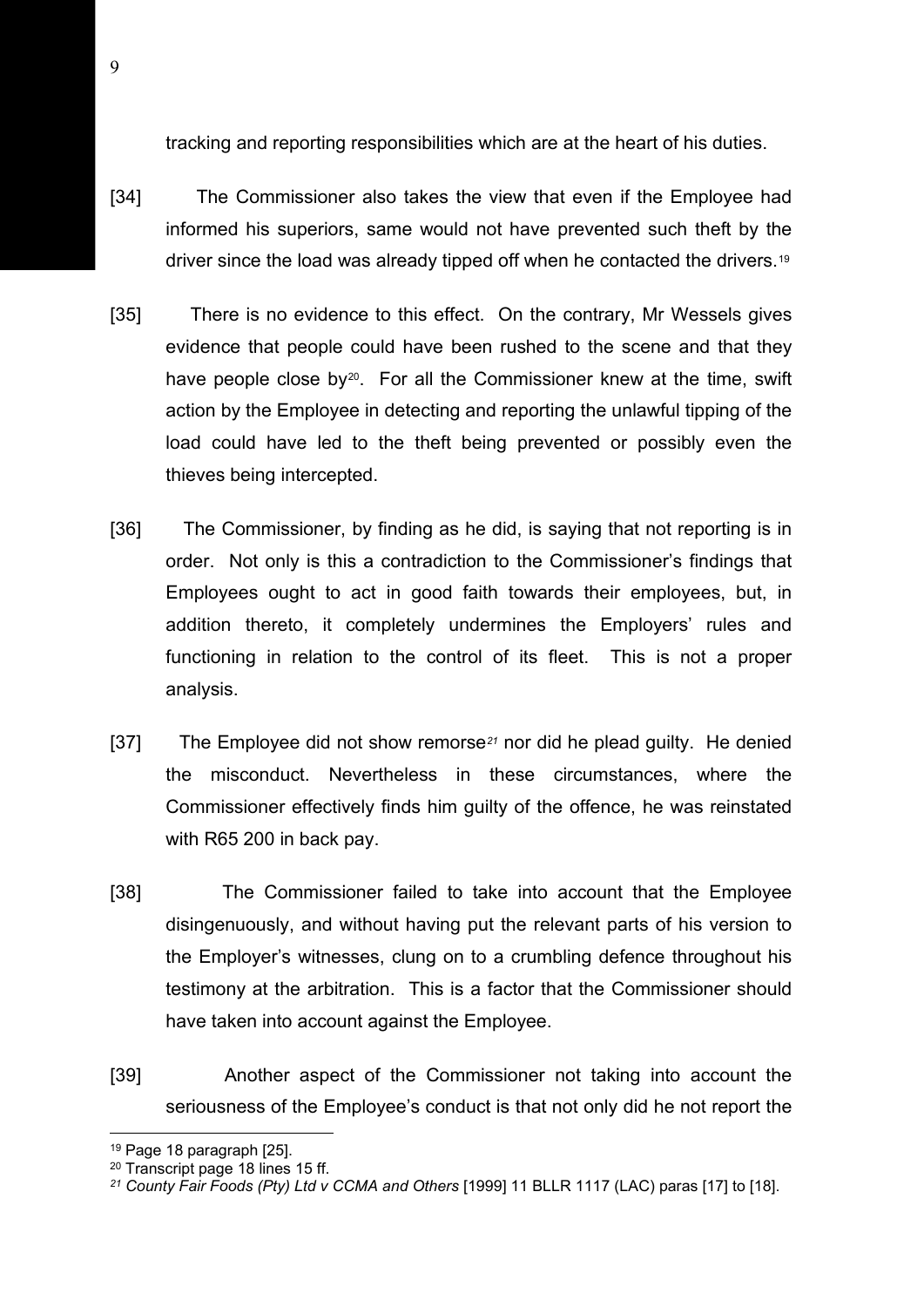tracking and reporting responsibilities which are at the heart of his duties.

[34] The Commissioner also takes the view that even if the Employee had informed his superiors, same would not have prevented such theft by the driver since the load was already tipped off when he contacted the drivers.[19]

[35] There is no evidence to this effect. On the contrary, Mr Wessels gives evidence that people could have been rushed to the scene and that they have people close by[20]. For all the Commissioner knew at the time, swift action by the Employee in detecting and reporting the unlawful tipping of the load could have led to the theft being prevented or possibly even the thieves being intercepted.

[36] The Commissioner, by finding as he did, is saying that not reporting is in order. Not only is this a contradiction to the Commissioner's findings that Employees ought to act in good faith towards their employees, but, in addition thereto, it completely undermines the Employers' rules and functioning in relation to the control of its fleet. This is not a proper analysis.

[37] The Employee did not show remorse[21] nor did he plead guilty. He denied the misconduct. Nevertheless in these circumstances, where the Commissioner effectively finds him guilty of the offence, he was reinstated with R65 200 in back pay.

[38] The Commissioner failed to take into account that the Employee disingenuously, and without having put the relevant parts of his version to the Employer's witnesses, clung on to a crumbling defence throughout his testimony at the arbitration. This is a factor that the Commissioner should have taken into account against the Employee.

[39] Another aspect of the Commissioner not taking into account the seriousness of the Employee's conduct is that not only did he not report the

---

[19] Page 18 paragraph [25].

[20] Transcript page 18 lines 15 ff.

[21] *County Fair Foods (Pty) Ltd v CCMA and Others* [1999] 11 BLLR 1117 (LAC) paras [17] to [18].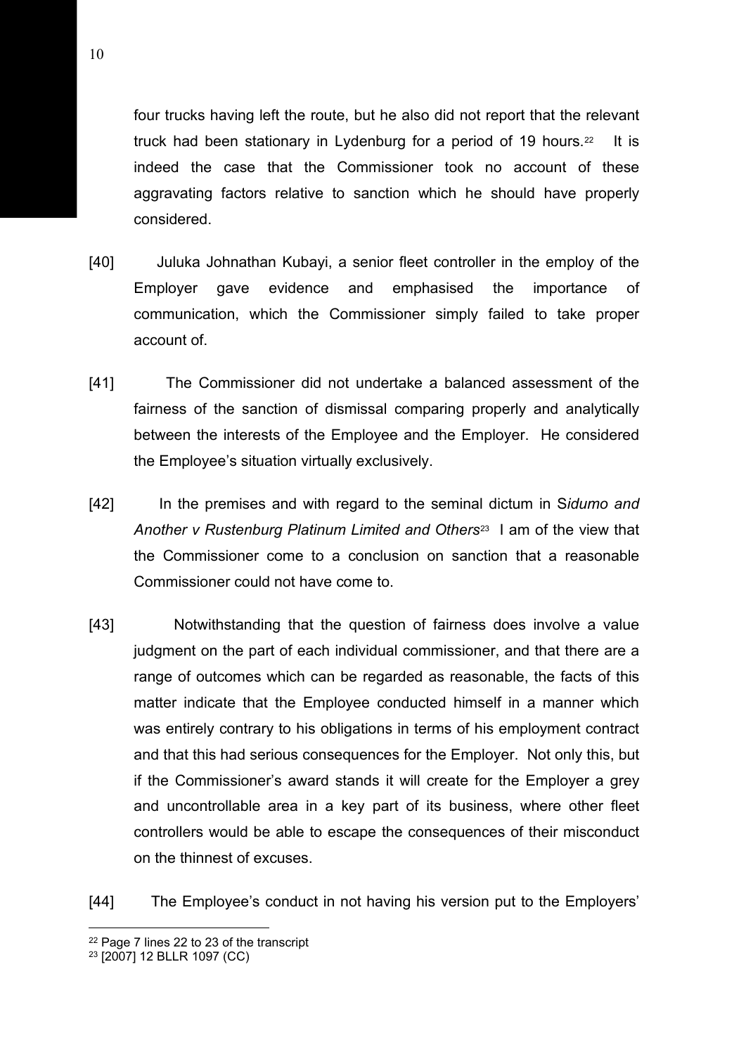four trucks having left the route, but he also did not report that the relevant truck had been stationary in Lydenburg for a period of 19 hours.[22] It is indeed the case that the Commissioner took no account of these aggravating factors relative to sanction which he should have properly considered.

[40] Juluka Johnathan Kubayi, a senior fleet controller in the employ of the Employer gave evidence and emphasised the importance of communication, which the Commissioner simply failed to take proper account of.

[41] The Commissioner did not undertake a balanced assessment of the fairness of the sanction of dismissal comparing properly and analytically between the interests of the Employee and the Employer. He considered the Employee's situation virtually exclusively.

[42] In the premises and with regard to the seminal dictum in S*idumo and Another v Rustenburg Platinum Limited and Others*[23] I am of the view that the Commissioner come to a conclusion on sanction that a reasonable Commissioner could not have come to.

[43] Notwithstanding that the question of fairness does involve a value judgment on the part of each individual commissioner, and that there are a range of outcomes which can be regarded as reasonable, the facts of this matter indicate that the Employee conducted himself in a manner which was entirely contrary to his obligations in terms of his employment contract and that this had serious consequences for the Employer. Not only this, but if the Commissioner's award stands it will create for the Employer a grey and uncontrollable area in a key part of its business, where other fleet controllers would be able to escape the consequences of their misconduct on the thinnest of excuses.

[44] The Employee's conduct in not having his version put to the Employers'

---

[22] Page 7 lines 22 to 23 of the transcript

[23] [2007] 12 BLLR 1097 (CC)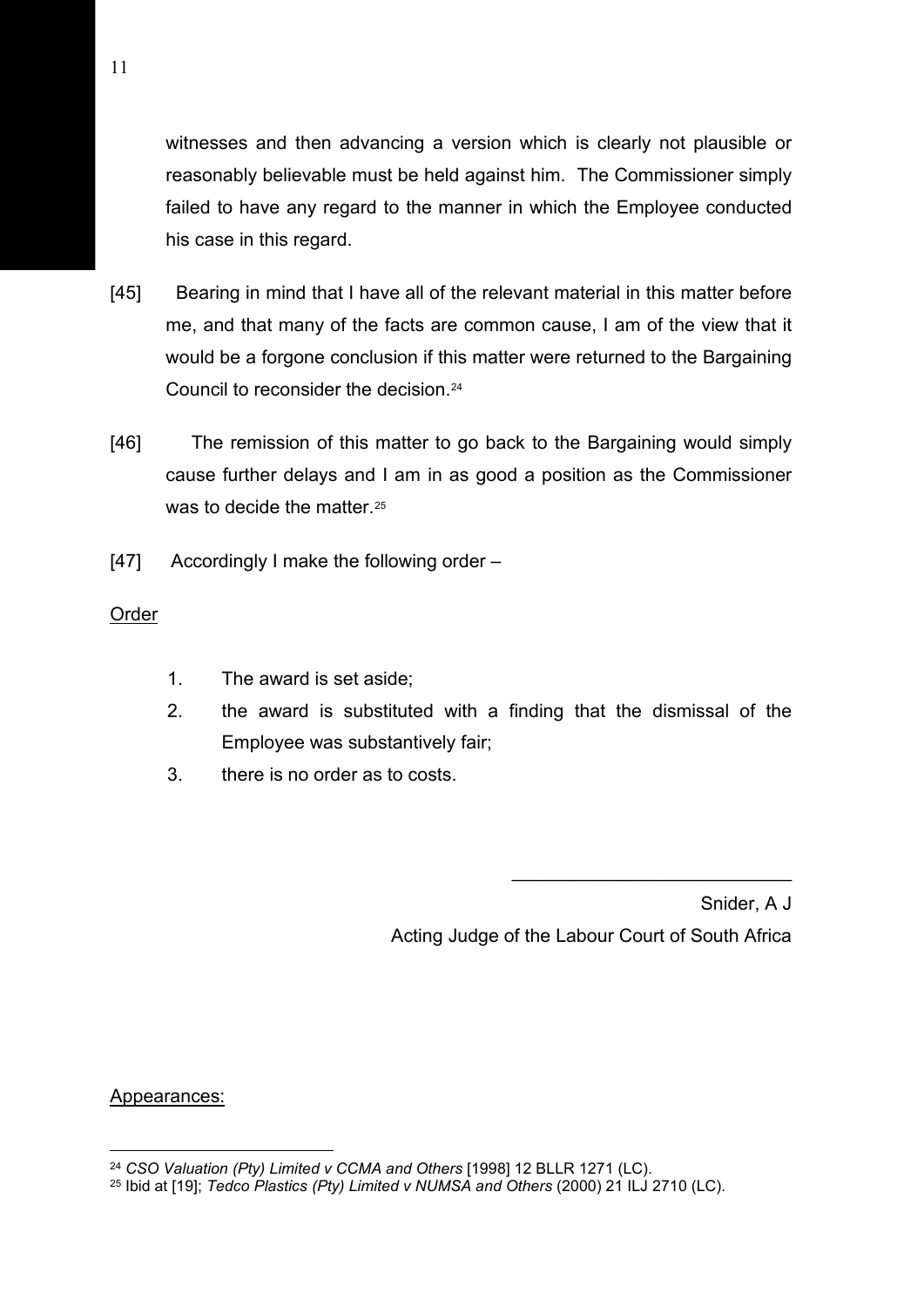witnesses and then advancing a version which is clearly not plausible or reasonably believable must be held against him. The Commissioner simply failed to have any regard to the manner in which the Employee conducted his case in this regard.

[45] Bearing in mind that I have all of the relevant material in this matter before me, and that many of the facts are common cause, I am of the view that it would be a forgone conclusion if this matter were returned to the Bargaining Council to reconsider the decision.[24]

[46] The remission of this matter to go back to the Bargaining would simply cause further delays and I am in as good a position as the Commissioner was to decide the matter.[25]

[47] Accordingly I make the following order –

Order

1. The award is set aside;
2. the award is substituted with a finding that the dismissal of the Employee was substantively fair;
3. there is no order as to costs.

\_\_\_\_\_\_\_\_\_\_\_\_\_\_\_\_\_\_\_\_\_\_\_\_\_\_\_\_

Snider, A J

Acting Judge of the Labour Court of South Africa

Appearances:

---

[24] *CSO Valuation (Pty) Limited v CCMA and Others* [1998] 12 BLLR 1271 (LC).

[25] Ibid at [19]; *Tedco Plastics (Pty) Limited v NUMSA and Others* (2000) 21 ILJ 2710 (LC).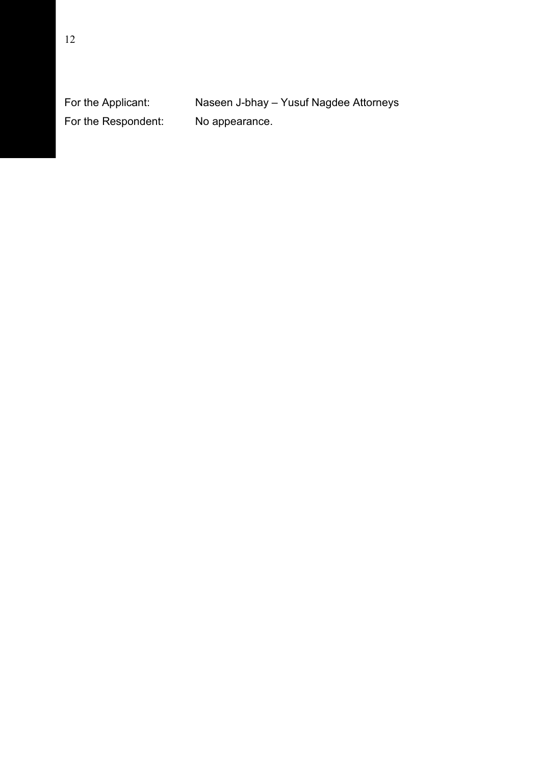For the Applicant: Naseen J-bhay – Yusuf Nagdee Attorneys

For the Respondent: No appearance.